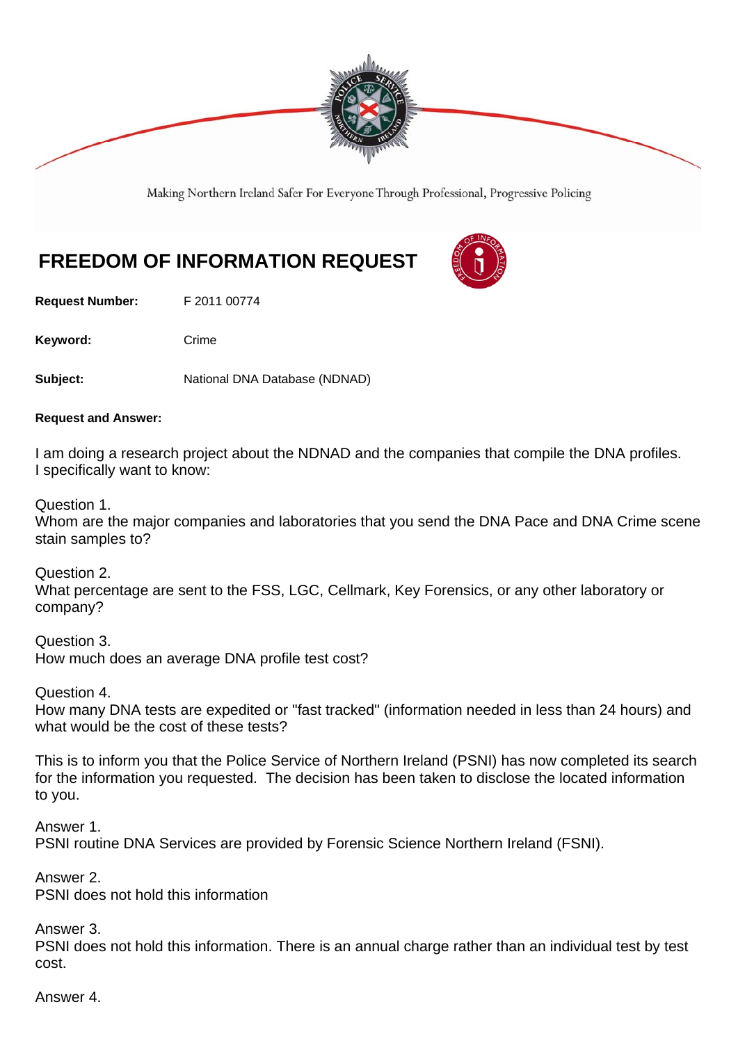Making Northern Ireland Safer For Everyone Through Professional, Progressive Policing

# FREEDOM OF INFORMATION REQUEST

**Request Number:** F 2011 00774

**Keyword:** Crime

**Subject:** National DNA Database (NDNAD)

**Request and Answer:**

I am doing a research project about the NDNAD and the companies that compile the DNA profiles. I specifically want to know:

Question 1.
Whom are the major companies and laboratories that you send the DNA Pace and DNA Crime scene stain samples to?

Question 2.
What percentage are sent to the FSS, LGC, Cellmark, Key Forensics, or any other laboratory or company?

Question 3.
How much does an average DNA profile test cost?

Question 4.
How many DNA tests are expedited or "fast tracked" (information needed in less than 24 hours) and what would be the cost of these tests?

This is to inform you that the Police Service of Northern Ireland (PSNI) has now completed its search for the information you requested. The decision has been taken to disclose the located information to you.

Answer 1.
PSNI routine DNA Services are provided by Forensic Science Northern Ireland (FSNI).

Answer 2.
PSNI does not hold this information

Answer 3.
PSNI does not hold this information. There is an annual charge rather than an individual test by test cost.

Answer 4.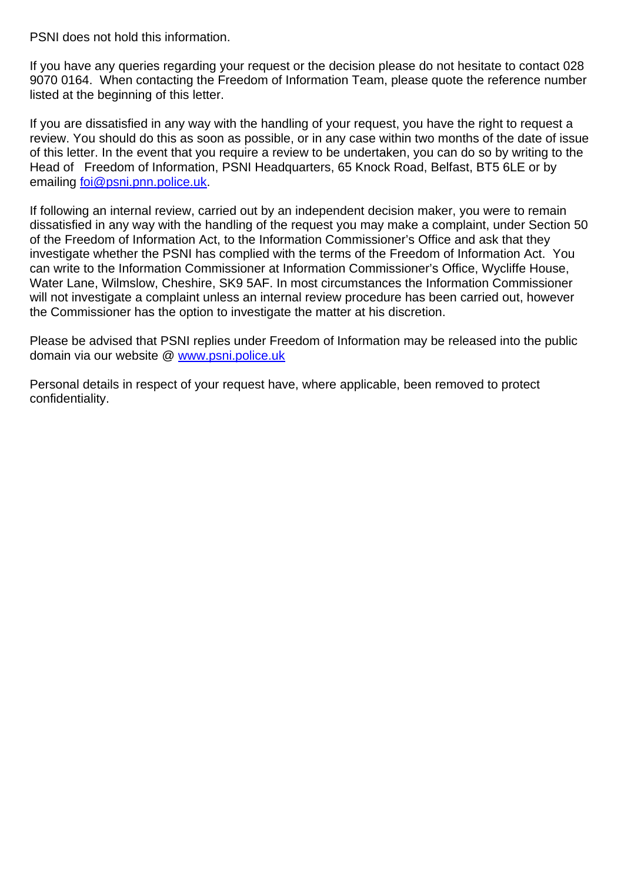PSNI does not hold this information.

If you have any queries regarding your request or the decision please do not hesitate to contact 028 9070 0164. When contacting the Freedom of Information Team, please quote the reference number listed at the beginning of this letter.

If you are dissatisfied in any way with the handling of your request, you have the right to request a review. You should do this as soon as possible, or in any case within two months of the date of issue of this letter. In the event that you require a review to be undertaken, you can do so by writing to the Head of Freedom of Information, PSNI Headquarters, 65 Knock Road, Belfast, BT5 6LE or by emailing [foi@psni.pnn.police.uk](mailto:foi@psni.pnn.police.uk).

If following an internal review, carried out by an independent decision maker, you were to remain dissatisfied in any way with the handling of the request you may make a complaint, under Section 50 of the Freedom of Information Act, to the Information Commissioner's Office and ask that they investigate whether the PSNI has complied with the terms of the Freedom of Information Act. You can write to the Information Commissioner at Information Commissioner's Office, Wycliffe House, Water Lane, Wilmslow, Cheshire, SK9 5AF. In most circumstances the Information Commissioner will not investigate a complaint unless an internal review procedure has been carried out, however the Commissioner has the option to investigate the matter at his discretion.

Please be advised that PSNI replies under Freedom of Information may be released into the public domain via our website @ [www.psni.police.uk](http://www.psni.police.uk)

Personal details in respect of your request have, where applicable, been removed to protect confidentiality.